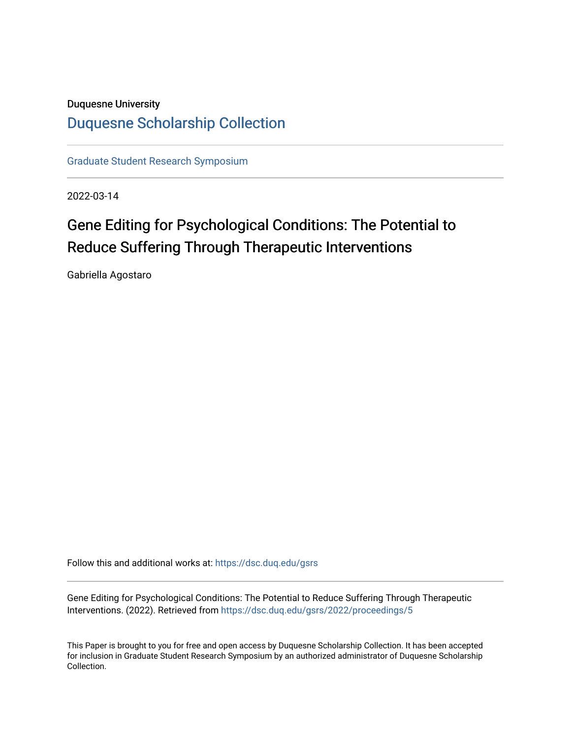Duquesne University

# Duquesne Scholarship Collection

Graduate Student Research Symposium

2022-03-14

## Gene Editing for Psychological Conditions: The Potential to Reduce Suffering Through Therapeutic Interventions

Gabriella Agostaro

Follow this and additional works at: https://dsc.duq.edu/gsrs

Gene Editing for Psychological Conditions: The Potential to Reduce Suffering Through Therapeutic Interventions. (2022). Retrieved from https://dsc.duq.edu/gsrs/2022/proceedings/5

This Paper is brought to you for free and open access by Duquesne Scholarship Collection. It has been accepted for inclusion in Graduate Student Research Symposium by an authorized administrator of Duquesne Scholarship Collection.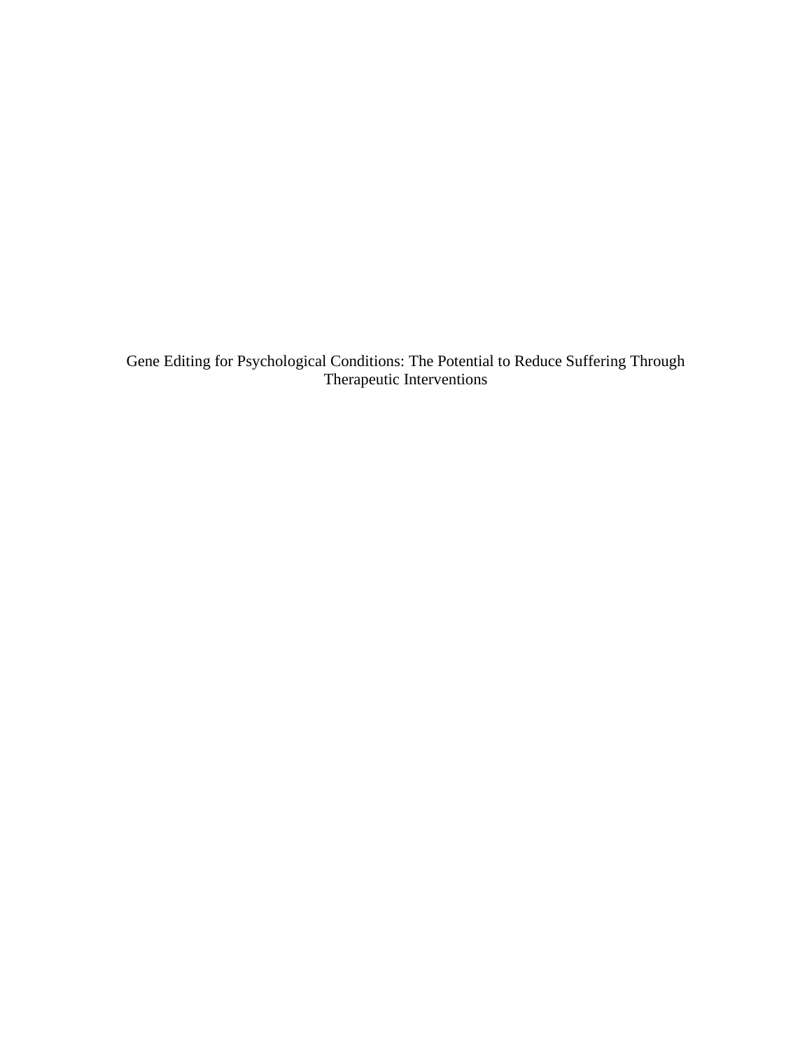# Gene Editing for Psychological Conditions: The Potential to Reduce Suffering Through Therapeutic Interventions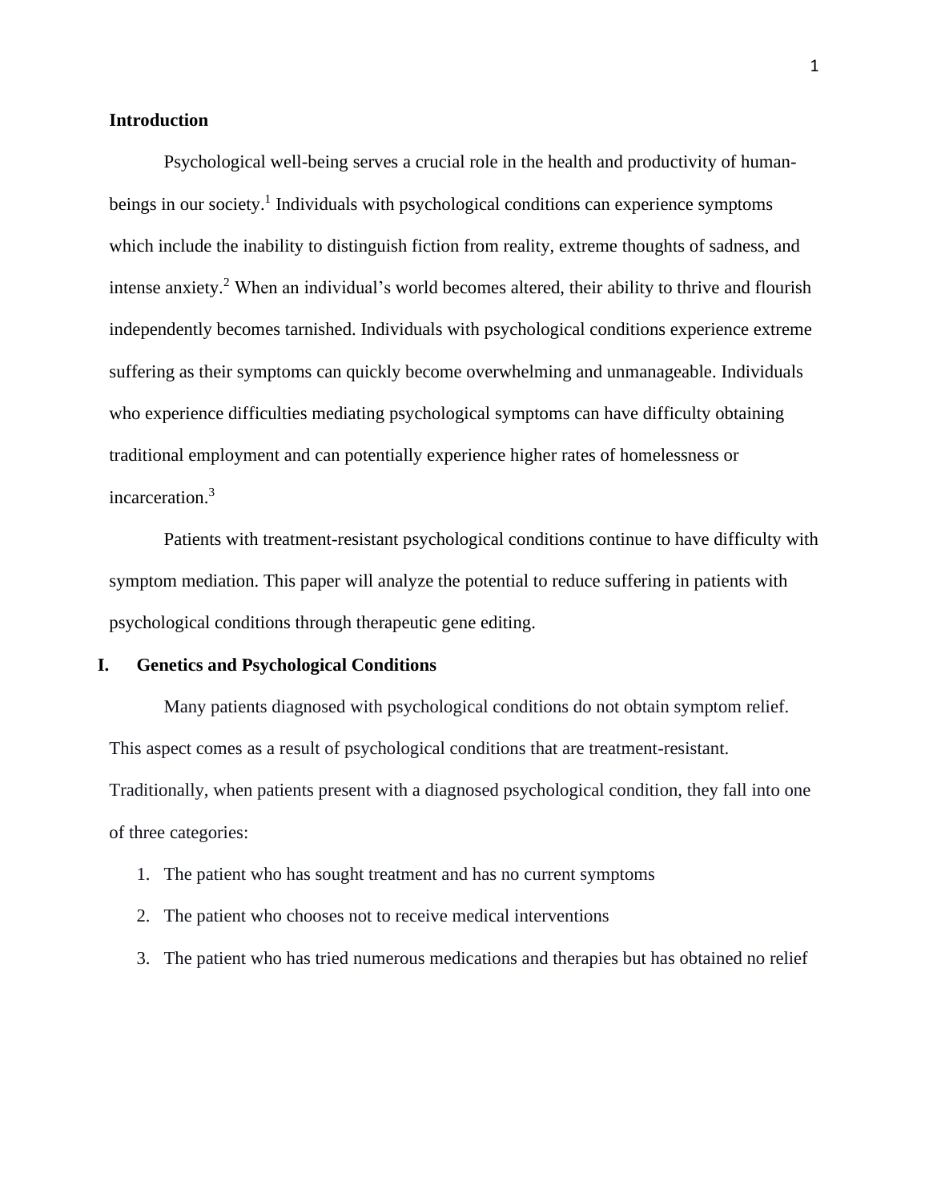## Introduction

Psychological well-being serves a crucial role in the health and productivity of human-beings in our society.[1] Individuals with psychological conditions can experience symptoms which include the inability to distinguish fiction from reality, extreme thoughts of sadness, and intense anxiety.[2] When an individual's world becomes altered, their ability to thrive and flourish independently becomes tarnished. Individuals with psychological conditions experience extreme suffering as their symptoms can quickly become overwhelming and unmanageable. Individuals who experience difficulties mediating psychological symptoms can have difficulty obtaining traditional employment and can potentially experience higher rates of homelessness or incarceration.[3]

Patients with treatment-resistant psychological conditions continue to have difficulty with symptom mediation. This paper will analyze the potential to reduce suffering in patients with psychological conditions through therapeutic gene editing.

## I. Genetics and Psychological Conditions

Many patients diagnosed with psychological conditions do not obtain symptom relief. This aspect comes as a result of psychological conditions that are treatment-resistant. Traditionally, when patients present with a diagnosed psychological condition, they fall into one of three categories:

1. The patient who has sought treatment and has no current symptoms
2. The patient who chooses not to receive medical interventions
3. The patient who has tried numerous medications and therapies but has obtained no relief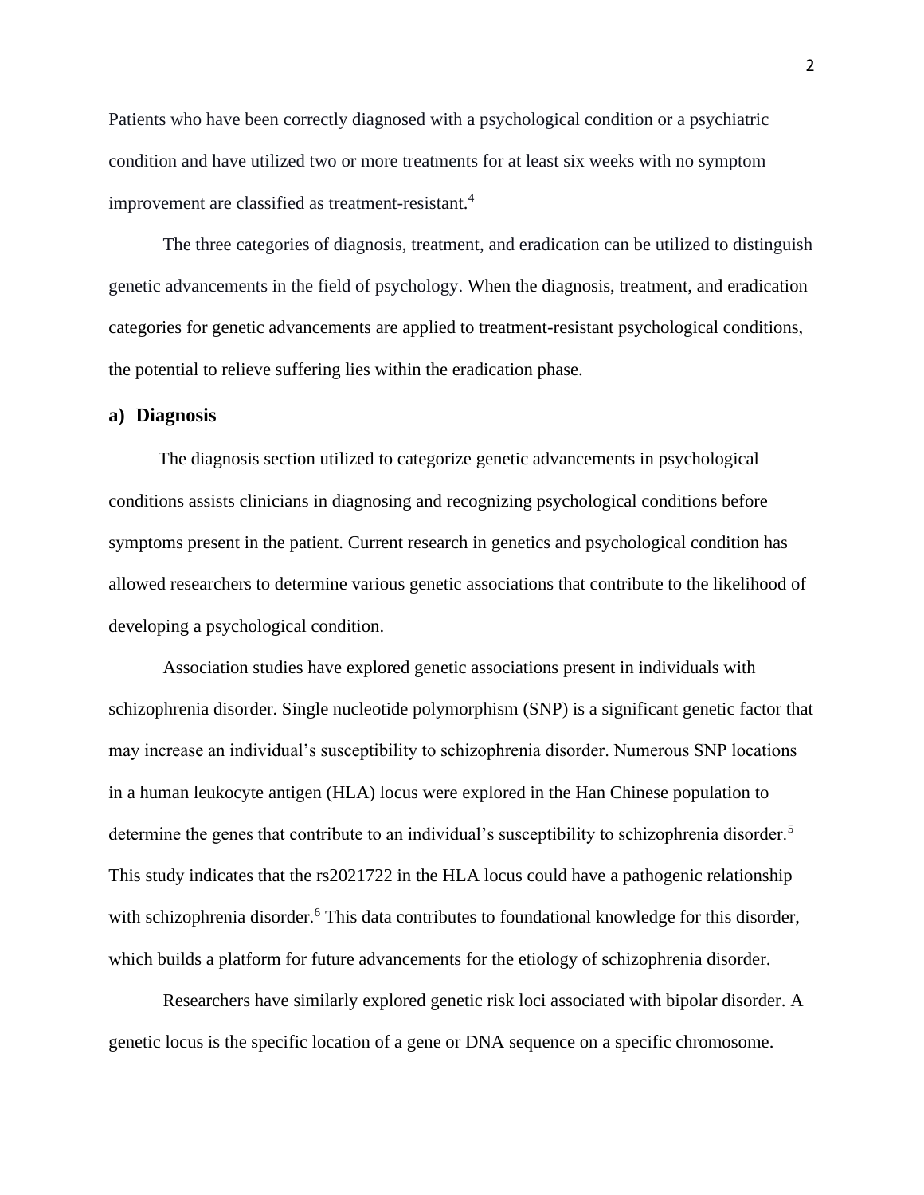Patients who have been correctly diagnosed with a psychological condition or a psychiatric condition and have utilized two or more treatments for at least six weeks with no symptom improvement are classified as treatment-resistant.[4]

The three categories of diagnosis, treatment, and eradication can be utilized to distinguish genetic advancements in the field of psychology. When the diagnosis, treatment, and eradication categories for genetic advancements are applied to treatment-resistant psychological conditions, the potential to relieve suffering lies within the eradication phase.

### a) Diagnosis

The diagnosis section utilized to categorize genetic advancements in psychological conditions assists clinicians in diagnosing and recognizing psychological conditions before symptoms present in the patient. Current research in genetics and psychological condition has allowed researchers to determine various genetic associations that contribute to the likelihood of developing a psychological condition.

Association studies have explored genetic associations present in individuals with schizophrenia disorder. Single nucleotide polymorphism (SNP) is a significant genetic factor that may increase an individual's susceptibility to schizophrenia disorder. Numerous SNP locations in a human leukocyte antigen (HLA) locus were explored in the Han Chinese population to determine the genes that contribute to an individual's susceptibility to schizophrenia disorder.[5] This study indicates that the rs2021722 in the HLA locus could have a pathogenic relationship with schizophrenia disorder.[6] This data contributes to foundational knowledge for this disorder, which builds a platform for future advancements for the etiology of schizophrenia disorder.

Researchers have similarly explored genetic risk loci associated with bipolar disorder. A genetic locus is the specific location of a gene or DNA sequence on a specific chromosome.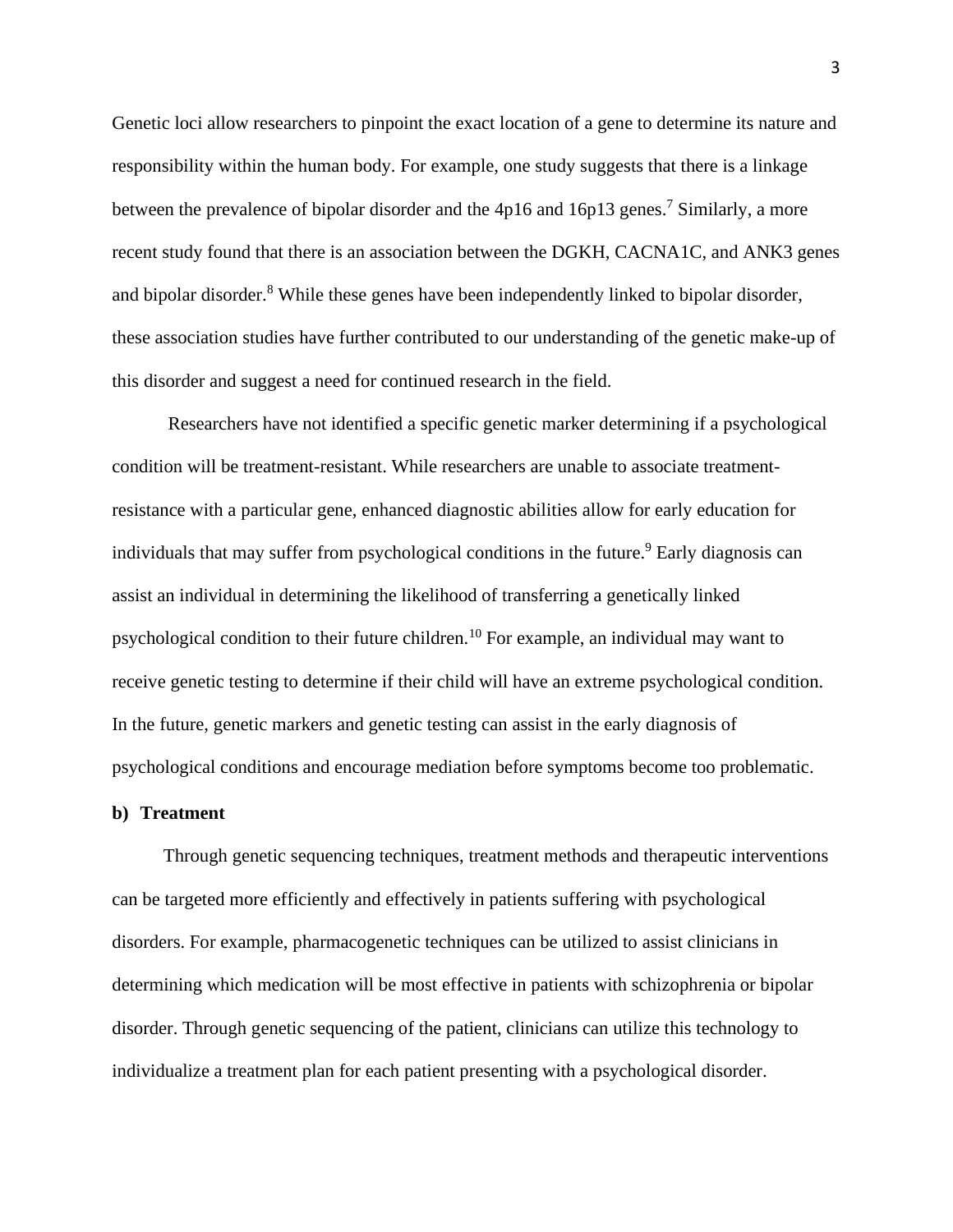Genetic loci allow researchers to pinpoint the exact location of a gene to determine its nature and responsibility within the human body. For example, one study suggests that there is a linkage between the prevalence of bipolar disorder and the 4p16 and 16p13 genes.[7] Similarly, a more recent study found that there is an association between the DGKH, CACNA1C, and ANK3 genes and bipolar disorder.[8] While these genes have been independently linked to bipolar disorder, these association studies have further contributed to our understanding of the genetic make-up of this disorder and suggest a need for continued research in the field.

Researchers have not identified a specific genetic marker determining if a psychological condition will be treatment-resistant. While researchers are unable to associate treatment-resistance with a particular gene, enhanced diagnostic abilities allow for early education for individuals that may suffer from psychological conditions in the future.[9] Early diagnosis can assist an individual in determining the likelihood of transferring a genetically linked psychological condition to their future children.[10] For example, an individual may want to receive genetic testing to determine if their child will have an extreme psychological condition. In the future, genetic markers and genetic testing can assist in the early diagnosis of psychological conditions and encourage mediation before symptoms become too problematic.

**b) Treatment**

Through genetic sequencing techniques, treatment methods and therapeutic interventions can be targeted more efficiently and effectively in patients suffering with psychological disorders. For example, pharmacogenetic techniques can be utilized to assist clinicians in determining which medication will be most effective in patients with schizophrenia or bipolar disorder. Through genetic sequencing of the patient, clinicians can utilize this technology to individualize a treatment plan for each patient presenting with a psychological disorder.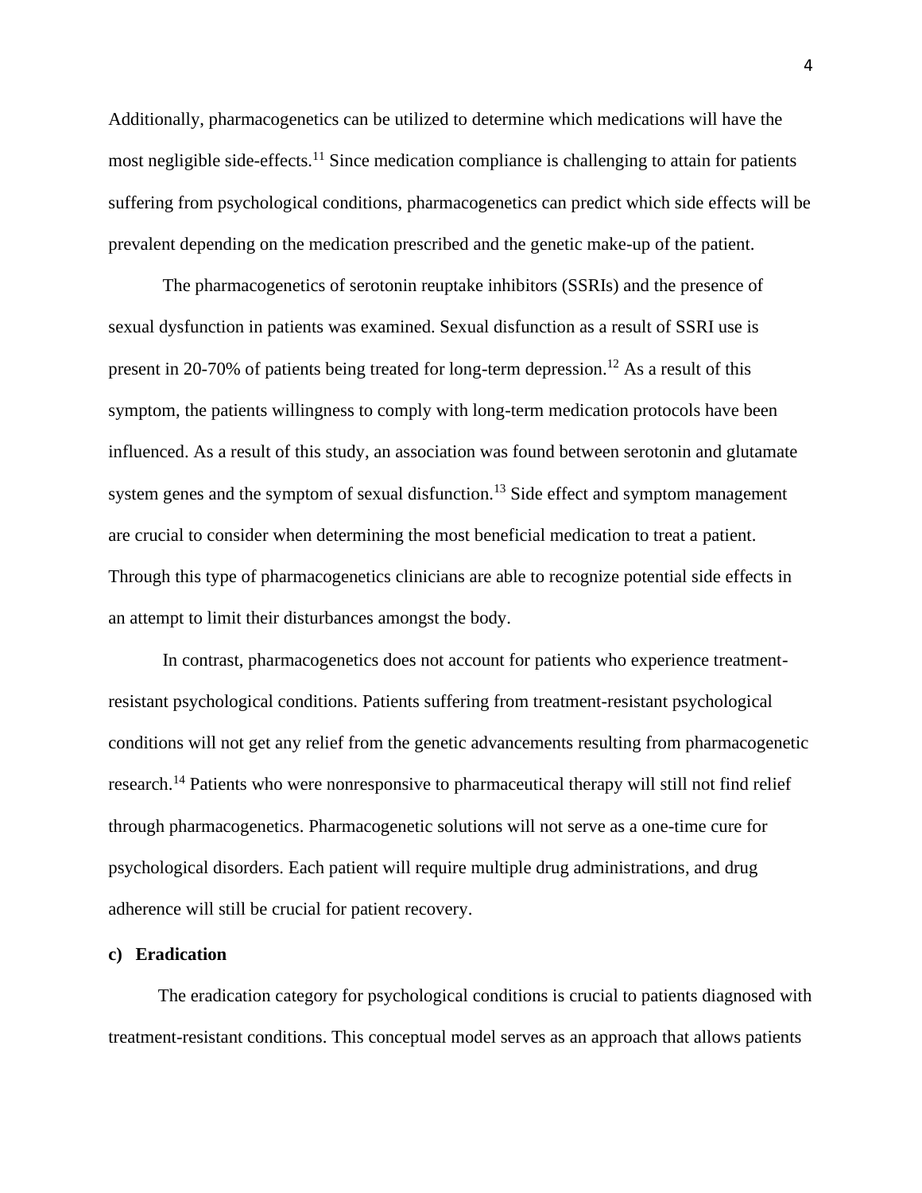Additionally, pharmacogenetics can be utilized to determine which medications will have the most negligible side-effects.[11] Since medication compliance is challenging to attain for patients suffering from psychological conditions, pharmacogenetics can predict which side effects will be prevalent depending on the medication prescribed and the genetic make-up of the patient.

The pharmacogenetics of serotonin reuptake inhibitors (SSRIs) and the presence of sexual dysfunction in patients was examined. Sexual disfunction as a result of SSRI use is present in 20-70% of patients being treated for long-term depression.[12] As a result of this symptom, the patients willingness to comply with long-term medication protocols have been influenced. As a result of this study, an association was found between serotonin and glutamate system genes and the symptom of sexual disfunction.[13] Side effect and symptom management are crucial to consider when determining the most beneficial medication to treat a patient. Through this type of pharmacogenetics clinicians are able to recognize potential side effects in an attempt to limit their disturbances amongst the body.

In contrast, pharmacogenetics does not account for patients who experience treatment-resistant psychological conditions. Patients suffering from treatment-resistant psychological conditions will not get any relief from the genetic advancements resulting from pharmacogenetic research.[14] Patients who were nonresponsive to pharmaceutical therapy will still not find relief through pharmacogenetics. Pharmacogenetic solutions will not serve as a one-time cure for psychological disorders. Each patient will require multiple drug administrations, and drug adherence will still be crucial for patient recovery.

**c) Eradication**

The eradication category for psychological conditions is crucial to patients diagnosed with treatment-resistant conditions. This conceptual model serves as an approach that allows patients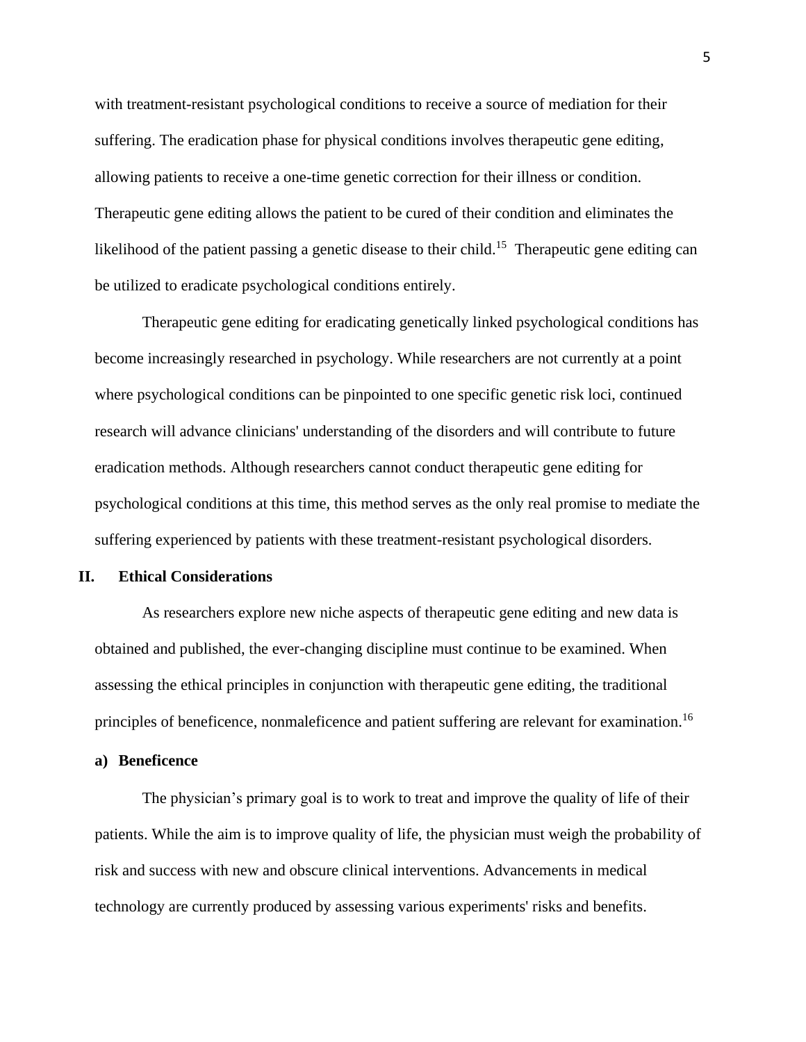with treatment-resistant psychological conditions to receive a source of mediation for their suffering. The eradication phase for physical conditions involves therapeutic gene editing, allowing patients to receive a one-time genetic correction for their illness or condition. Therapeutic gene editing allows the patient to be cured of their condition and eliminates the likelihood of the patient passing a genetic disease to their child.[15] Therapeutic gene editing can be utilized to eradicate psychological conditions entirely.

Therapeutic gene editing for eradicating genetically linked psychological conditions has become increasingly researched in psychology. While researchers are not currently at a point where psychological conditions can be pinpointed to one specific genetic risk loci, continued research will advance clinicians' understanding of the disorders and will contribute to future eradication methods. Although researchers cannot conduct therapeutic gene editing for psychological conditions at this time, this method serves as the only real promise to mediate the suffering experienced by patients with these treatment-resistant psychological disorders.

## II. Ethical Considerations

As researchers explore new niche aspects of therapeutic gene editing and new data is obtained and published, the ever-changing discipline must continue to be examined. When assessing the ethical principles in conjunction with therapeutic gene editing, the traditional principles of beneficence, nonmaleficence and patient suffering are relevant for examination.[16]

### a) Beneficence

The physician's primary goal is to work to treat and improve the quality of life of their patients. While the aim is to improve quality of life, the physician must weigh the probability of risk and success with new and obscure clinical interventions. Advancements in medical technology are currently produced by assessing various experiments' risks and benefits.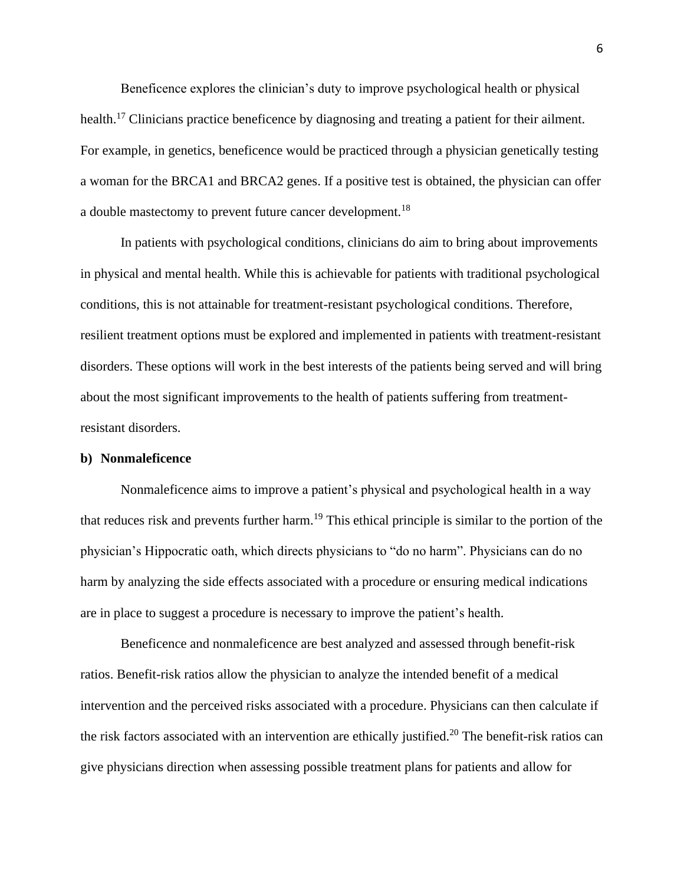Beneficence explores the clinician's duty to improve psychological health or physical health.[17] Clinicians practice beneficence by diagnosing and treating a patient for their ailment. For example, in genetics, beneficence would be practiced through a physician genetically testing a woman for the BRCA1 and BRCA2 genes. If a positive test is obtained, the physician can offer a double mastectomy to prevent future cancer development.[18]

In patients with psychological conditions, clinicians do aim to bring about improvements in physical and mental health. While this is achievable for patients with traditional psychological conditions, this is not attainable for treatment-resistant psychological conditions. Therefore, resilient treatment options must be explored and implemented in patients with treatment-resistant disorders. These options will work in the best interests of the patients being served and will bring about the most significant improvements to the health of patients suffering from treatment-resistant disorders.

**b) Nonmaleficence**

Nonmaleficence aims to improve a patient's physical and psychological health in a way that reduces risk and prevents further harm.[19] This ethical principle is similar to the portion of the physician's Hippocratic oath, which directs physicians to "do no harm". Physicians can do no harm by analyzing the side effects associated with a procedure or ensuring medical indications are in place to suggest a procedure is necessary to improve the patient's health.

Beneficence and nonmaleficence are best analyzed and assessed through benefit-risk ratios. Benefit-risk ratios allow the physician to analyze the intended benefit of a medical intervention and the perceived risks associated with a procedure. Physicians can then calculate if the risk factors associated with an intervention are ethically justified.[20] The benefit-risk ratios can give physicians direction when assessing possible treatment plans for patients and allow for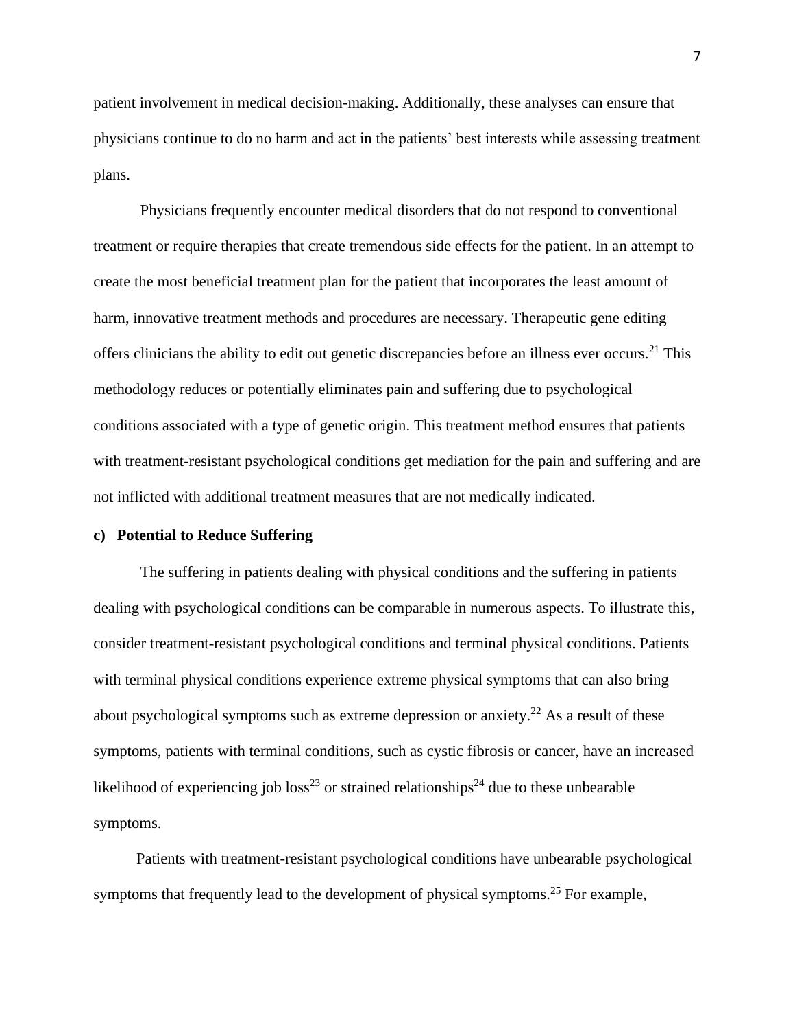patient involvement in medical decision-making. Additionally, these analyses can ensure that physicians continue to do no harm and act in the patients' best interests while assessing treatment plans.

Physicians frequently encounter medical disorders that do not respond to conventional treatment or require therapies that create tremendous side effects for the patient. In an attempt to create the most beneficial treatment plan for the patient that incorporates the least amount of harm, innovative treatment methods and procedures are necessary. Therapeutic gene editing offers clinicians the ability to edit out genetic discrepancies before an illness ever occurs.[21] This methodology reduces or potentially eliminates pain and suffering due to psychological conditions associated with a type of genetic origin. This treatment method ensures that patients with treatment-resistant psychological conditions get mediation for the pain and suffering and are not inflicted with additional treatment measures that are not medically indicated.

**c) Potential to Reduce Suffering**

The suffering in patients dealing with physical conditions and the suffering in patients dealing with psychological conditions can be comparable in numerous aspects. To illustrate this, consider treatment-resistant psychological conditions and terminal physical conditions. Patients with terminal physical conditions experience extreme physical symptoms that can also bring about psychological symptoms such as extreme depression or anxiety.[22] As a result of these symptoms, patients with terminal conditions, such as cystic fibrosis or cancer, have an increased likelihood of experiencing job loss[23] or strained relationships[24] due to these unbearable symptoms.

Patients with treatment-resistant psychological conditions have unbearable psychological symptoms that frequently lead to the development of physical symptoms.[25] For example,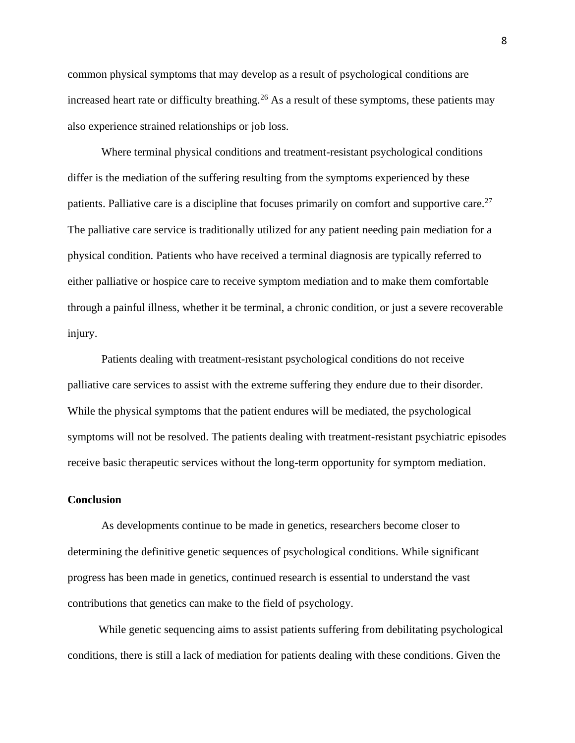common physical symptoms that may develop as a result of psychological conditions are increased heart rate or difficulty breathing.[26] As a result of these symptoms, these patients may also experience strained relationships or job loss.

Where terminal physical conditions and treatment-resistant psychological conditions differ is the mediation of the suffering resulting from the symptoms experienced by these patients. Palliative care is a discipline that focuses primarily on comfort and supportive care.[27] The palliative care service is traditionally utilized for any patient needing pain mediation for a physical condition. Patients who have received a terminal diagnosis are typically referred to either palliative or hospice care to receive symptom mediation and to make them comfortable through a painful illness, whether it be terminal, a chronic condition, or just a severe recoverable injury.

Patients dealing with treatment-resistant psychological conditions do not receive palliative care services to assist with the extreme suffering they endure due to their disorder. While the physical symptoms that the patient endures will be mediated, the psychological symptoms will not be resolved. The patients dealing with treatment-resistant psychiatric episodes receive basic therapeutic services without the long-term opportunity for symptom mediation.

**Conclusion**

As developments continue to be made in genetics, researchers become closer to determining the definitive genetic sequences of psychological conditions. While significant progress has been made in genetics, continued research is essential to understand the vast contributions that genetics can make to the field of psychology.

While genetic sequencing aims to assist patients suffering from debilitating psychological conditions, there is still a lack of mediation for patients dealing with these conditions. Given the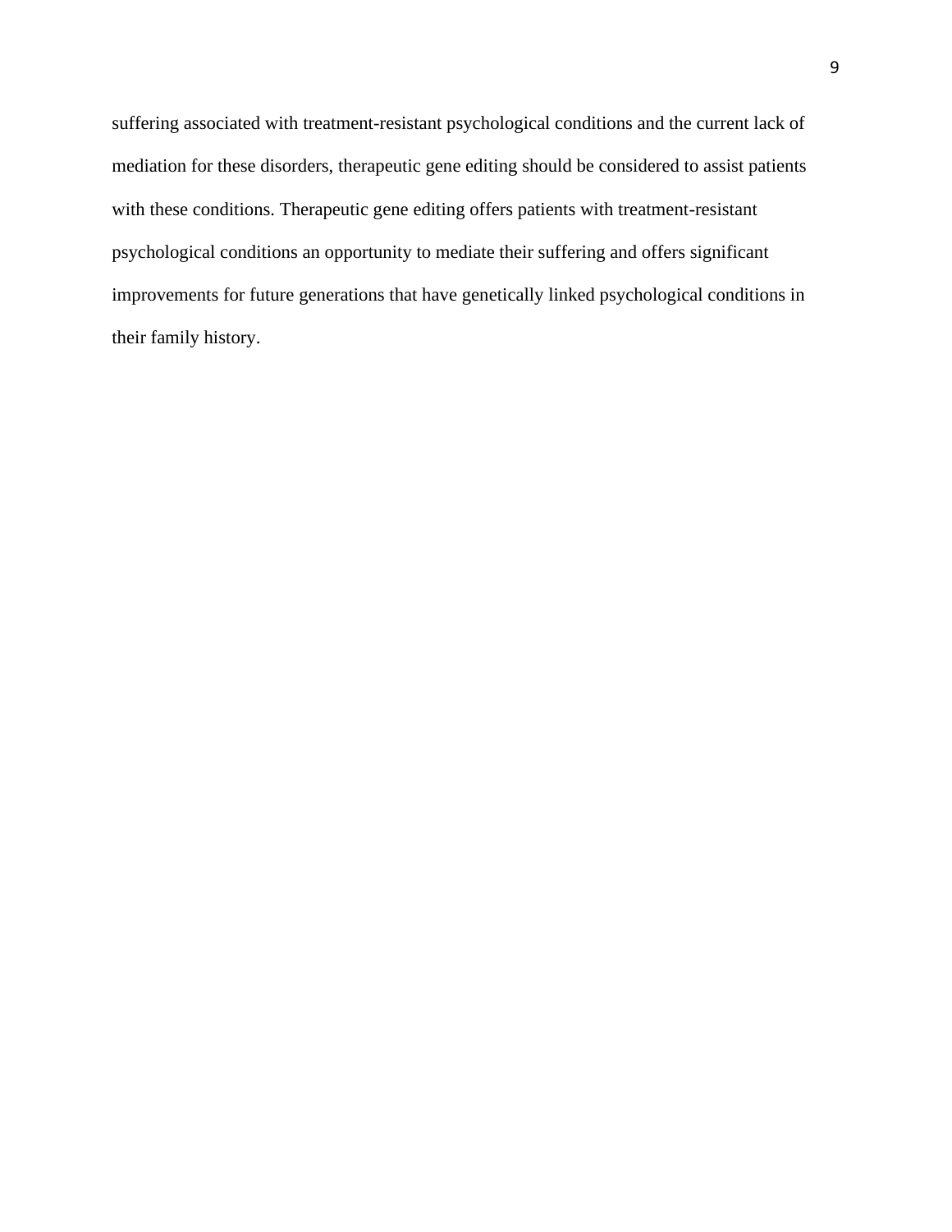suffering associated with treatment-resistant psychological conditions and the current lack of mediation for these disorders, therapeutic gene editing should be considered to assist patients with these conditions. Therapeutic gene editing offers patients with treatment-resistant psychological conditions an opportunity to mediate their suffering and offers significant improvements for future generations that have genetically linked psychological conditions in their family history.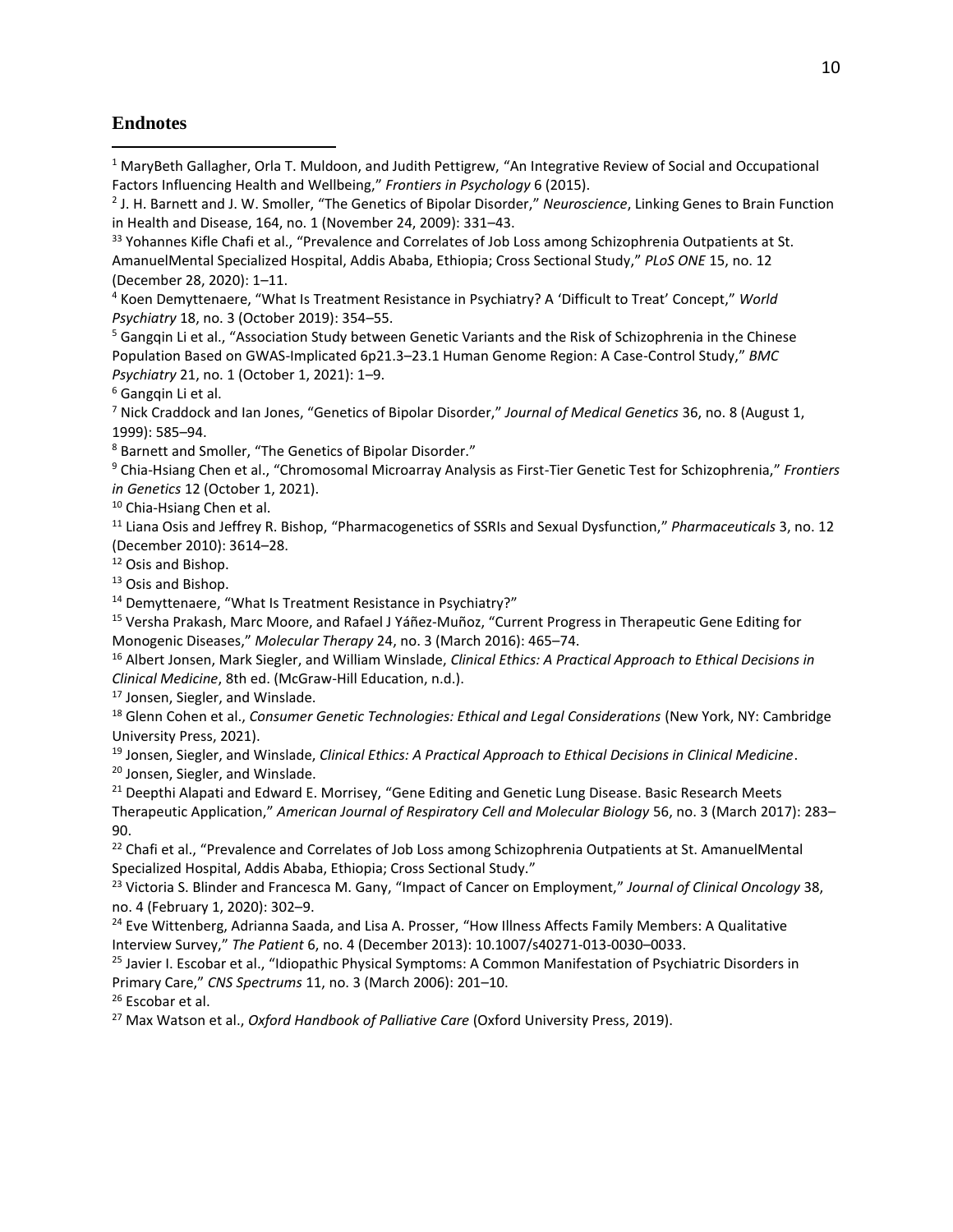## Endnotes

[1] MaryBeth Gallagher, Orla T. Muldoon, and Judith Pettigrew, "An Integrative Review of Social and Occupational Factors Influencing Health and Wellbeing," *Frontiers in Psychology* 6 (2015).

[2] J. H. Barnett and J. W. Smoller, "The Genetics of Bipolar Disorder," *Neuroscience*, Linking Genes to Brain Function in Health and Disease, 164, no. 1 (November 24, 2009): 331–43.

[33] Yohannes Kifle Chafi et al., "Prevalence and Correlates of Job Loss among Schizophrenia Outpatients at St. AmanuelMental Specialized Hospital, Addis Ababa, Ethiopia; Cross Sectional Study," *PLoS ONE* 15, no. 12 (December 28, 2020): 1–11.

[4] Koen Demyttenaere, "What Is Treatment Resistance in Psychiatry? A 'Difficult to Treat' Concept," *World Psychiatry* 18, no. 3 (October 2019): 354–55.

[5] Gangqin Li et al., "Association Study between Genetic Variants and the Risk of Schizophrenia in the Chinese Population Based on GWAS-Implicated 6p21.3–23.1 Human Genome Region: A Case-Control Study," *BMC Psychiatry* 21, no. 1 (October 1, 2021): 1–9.

[6] Gangqin Li et al.

[7] Nick Craddock and Ian Jones, "Genetics of Bipolar Disorder," *Journal of Medical Genetics* 36, no. 8 (August 1, 1999): 585–94.

[8] Barnett and Smoller, "The Genetics of Bipolar Disorder."

[9] Chia-Hsiang Chen et al., "Chromosomal Microarray Analysis as First-Tier Genetic Test for Schizophrenia," *Frontiers in Genetics* 12 (October 1, 2021).

[10] Chia-Hsiang Chen et al.

[11] Liana Osis and Jeffrey R. Bishop, "Pharmacogenetics of SSRIs and Sexual Dysfunction," *Pharmaceuticals* 3, no. 12 (December 2010): 3614–28.

[12] Osis and Bishop.

[13] Osis and Bishop.

[14] Demyttenaere, "What Is Treatment Resistance in Psychiatry?"

[15] Versha Prakash, Marc Moore, and Rafael J Yáñez-Muñoz, "Current Progress in Therapeutic Gene Editing for Monogenic Diseases," *Molecular Therapy* 24, no. 3 (March 2016): 465–74.

[16] Albert Jonsen, Mark Siegler, and William Winslade, *Clinical Ethics: A Practical Approach to Ethical Decisions in Clinical Medicine*, 8th ed. (McGraw-Hill Education, n.d.).

[17] Jonsen, Siegler, and Winslade.

[18] Glenn Cohen et al., *Consumer Genetic Technologies: Ethical and Legal Considerations* (New York, NY: Cambridge University Press, 2021).

[19] Jonsen, Siegler, and Winslade, *Clinical Ethics: A Practical Approach to Ethical Decisions in Clinical Medicine*.

[20] Jonsen, Siegler, and Winslade.

[21] Deepthi Alapati and Edward E. Morrisey, "Gene Editing and Genetic Lung Disease. Basic Research Meets Therapeutic Application," *American Journal of Respiratory Cell and Molecular Biology* 56, no. 3 (March 2017): 283–90.

[22] Chafi et al., "Prevalence and Correlates of Job Loss among Schizophrenia Outpatients at St. AmanuelMental Specialized Hospital, Addis Ababa, Ethiopia; Cross Sectional Study."

[23] Victoria S. Blinder and Francesca M. Gany, "Impact of Cancer on Employment," *Journal of Clinical Oncology* 38, no. 4 (February 1, 2020): 302–9.

[24] Eve Wittenberg, Adrianna Saada, and Lisa A. Prosser, "How Illness Affects Family Members: A Qualitative Interview Survey," *The Patient* 6, no. 4 (December 2013): 10.1007/s40271-013-0030–0033.

[25] Javier I. Escobar et al., "Idiopathic Physical Symptoms: A Common Manifestation of Psychiatric Disorders in Primary Care," *CNS Spectrums* 11, no. 3 (March 2006): 201–10.

[26] Escobar et al.

[27] Max Watson et al., *Oxford Handbook of Palliative Care* (Oxford University Press, 2019).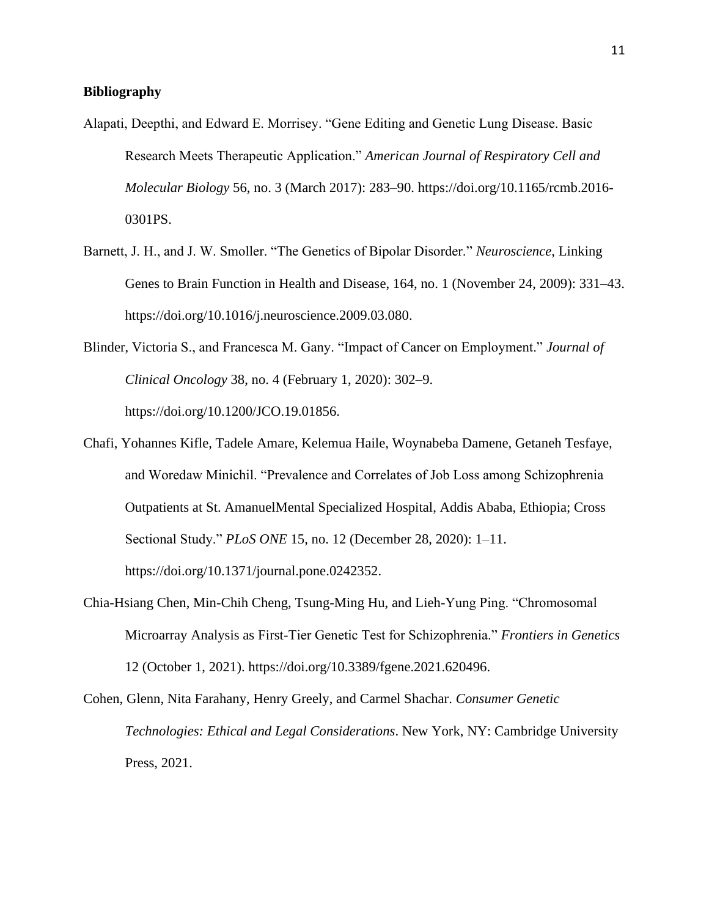**Bibliography**

Alapati, Deepthi, and Edward E. Morrisey. "Gene Editing and Genetic Lung Disease. Basic Research Meets Therapeutic Application." *American Journal of Respiratory Cell and Molecular Biology* 56, no. 3 (March 2017): 283–90. https://doi.org/10.1165/rcmb.2016-0301PS.

Barnett, J. H., and J. W. Smoller. "The Genetics of Bipolar Disorder." *Neuroscience*, Linking Genes to Brain Function in Health and Disease, 164, no. 1 (November 24, 2009): 331–43. https://doi.org/10.1016/j.neuroscience.2009.03.080.

Blinder, Victoria S., and Francesca M. Gany. "Impact of Cancer on Employment." *Journal of Clinical Oncology* 38, no. 4 (February 1, 2020): 302–9. https://doi.org/10.1200/JCO.19.01856.

Chafi, Yohannes Kifle, Tadele Amare, Kelemua Haile, Woynabeba Damene, Getaneh Tesfaye, and Woredaw Minichil. "Prevalence and Correlates of Job Loss among Schizophrenia Outpatients at St. AmanuelMental Specialized Hospital, Addis Ababa, Ethiopia; Cross Sectional Study." *PLoS ONE* 15, no. 12 (December 28, 2020): 1–11. https://doi.org/10.1371/journal.pone.0242352.

Chia-Hsiang Chen, Min-Chih Cheng, Tsung-Ming Hu, and Lieh-Yung Ping. "Chromosomal Microarray Analysis as First-Tier Genetic Test for Schizophrenia." *Frontiers in Genetics* 12 (October 1, 2021). https://doi.org/10.3389/fgene.2021.620496.

Cohen, Glenn, Nita Farahany, Henry Greely, and Carmel Shachar. *Consumer Genetic Technologies: Ethical and Legal Considerations*. New York, NY: Cambridge University Press, 2021.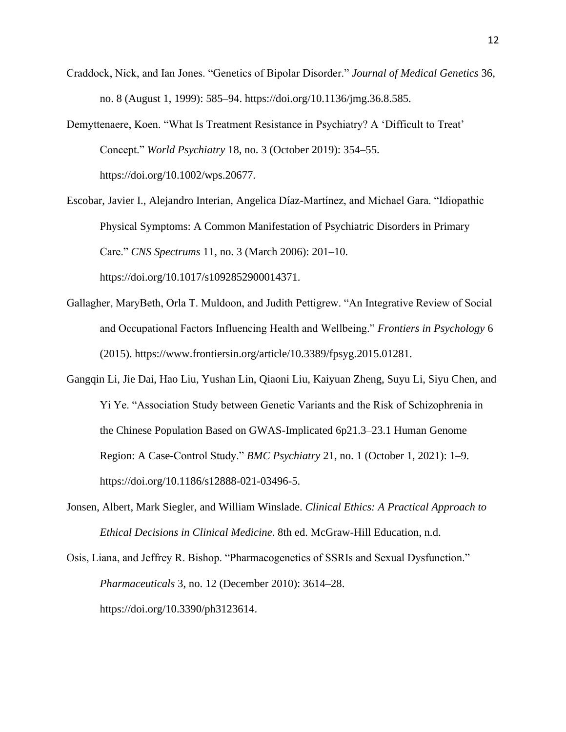Craddock, Nick, and Ian Jones. "Genetics of Bipolar Disorder." *Journal of Medical Genetics* 36, no. 8 (August 1, 1999): 585–94. https://doi.org/10.1136/jmg.36.8.585.

Demyttenaere, Koen. "What Is Treatment Resistance in Psychiatry? A 'Difficult to Treat' Concept." *World Psychiatry* 18, no. 3 (October 2019): 354–55. https://doi.org/10.1002/wps.20677.

Escobar, Javier I., Alejandro Interian, Angelica Díaz-Martínez, and Michael Gara. "Idiopathic Physical Symptoms: A Common Manifestation of Psychiatric Disorders in Primary Care." *CNS Spectrums* 11, no. 3 (March 2006): 201–10. https://doi.org/10.1017/s1092852900014371.

Gallagher, MaryBeth, Orla T. Muldoon, and Judith Pettigrew. "An Integrative Review of Social and Occupational Factors Influencing Health and Wellbeing." *Frontiers in Psychology* 6 (2015). https://www.frontiersin.org/article/10.3389/fpsyg.2015.01281.

Gangqin Li, Jie Dai, Hao Liu, Yushan Lin, Qiaoni Liu, Kaiyuan Zheng, Suyu Li, Siyu Chen, and Yi Ye. "Association Study between Genetic Variants and the Risk of Schizophrenia in the Chinese Population Based on GWAS-Implicated 6p21.3–23.1 Human Genome Region: A Case-Control Study." *BMC Psychiatry* 21, no. 1 (October 1, 2021): 1–9. https://doi.org/10.1186/s12888-021-03496-5.

Jonsen, Albert, Mark Siegler, and William Winslade. *Clinical Ethics: A Practical Approach to Ethical Decisions in Clinical Medicine*. 8th ed. McGraw-Hill Education, n.d.

Osis, Liana, and Jeffrey R. Bishop. "Pharmacogenetics of SSRIs and Sexual Dysfunction." *Pharmaceuticals* 3, no. 12 (December 2010): 3614–28. https://doi.org/10.3390/ph3123614.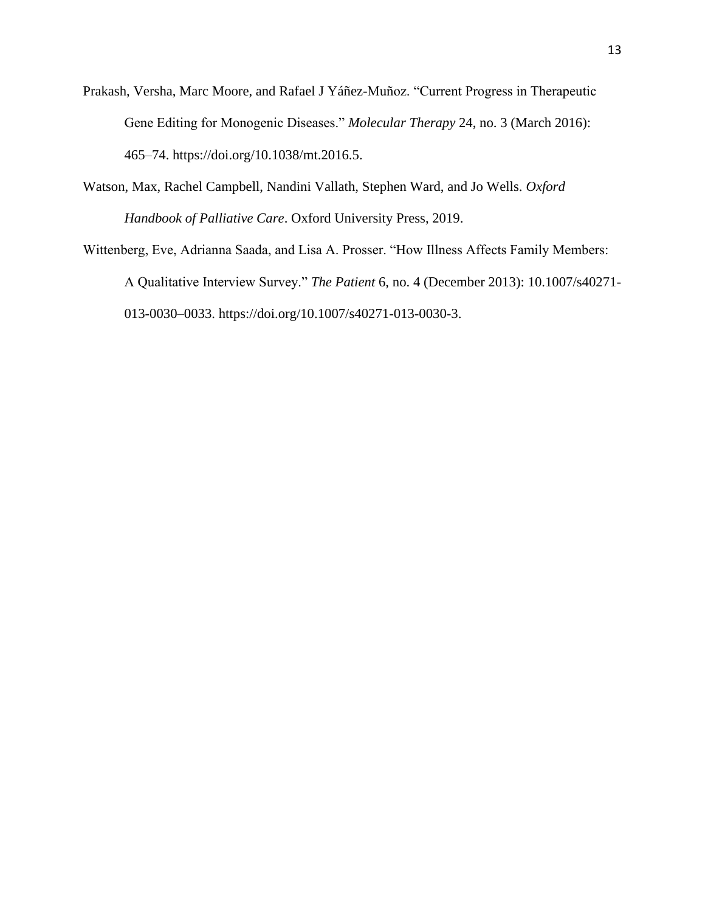Prakash, Versha, Marc Moore, and Rafael J Yáñez-Muñoz. "Current Progress in Therapeutic Gene Editing for Monogenic Diseases." *Molecular Therapy* 24, no. 3 (March 2016): 465–74. https://doi.org/10.1038/mt.2016.5.

Watson, Max, Rachel Campbell, Nandini Vallath, Stephen Ward, and Jo Wells. *Oxford Handbook of Palliative Care*. Oxford University Press, 2019.

Wittenberg, Eve, Adrianna Saada, and Lisa A. Prosser. "How Illness Affects Family Members: A Qualitative Interview Survey." *The Patient* 6, no. 4 (December 2013): 10.1007/s40271-013-0030–0033. https://doi.org/10.1007/s40271-013-0030-3.